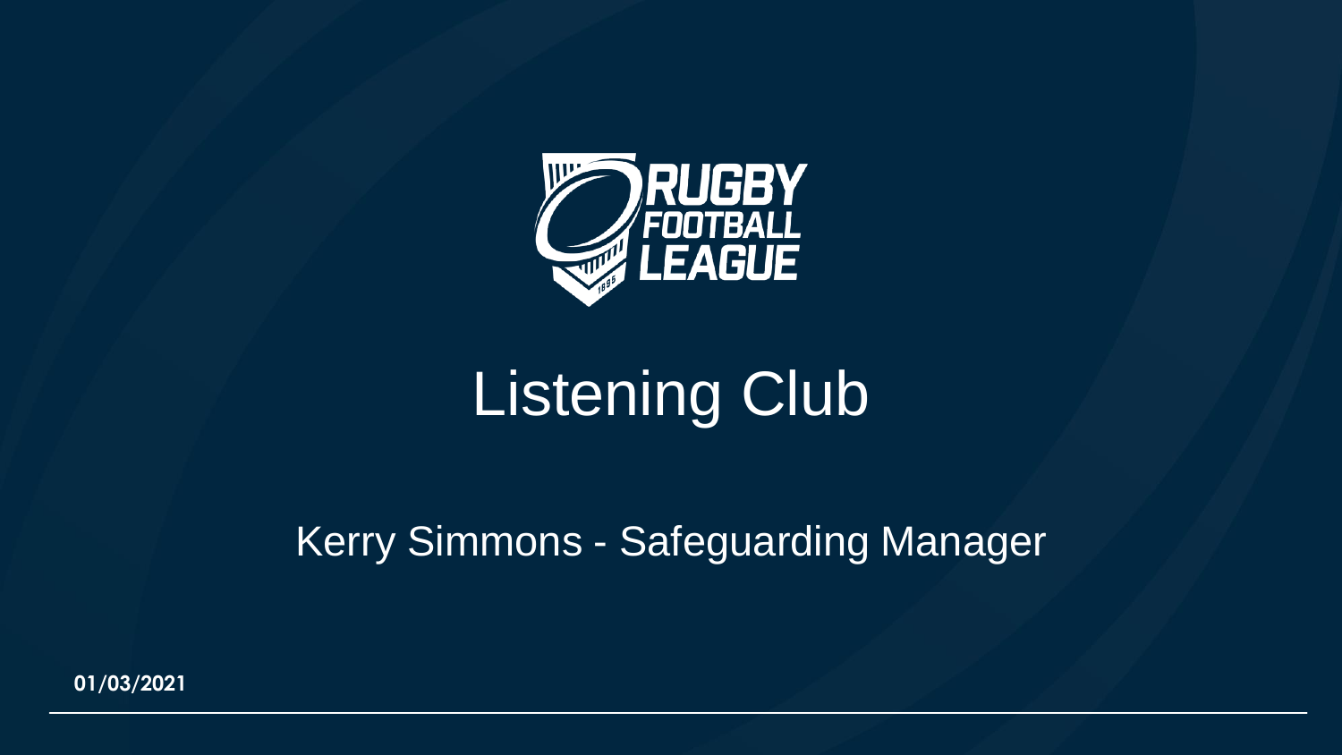# Listening Club

Kerry Simmons - Safeguarding Manager

01/03/2021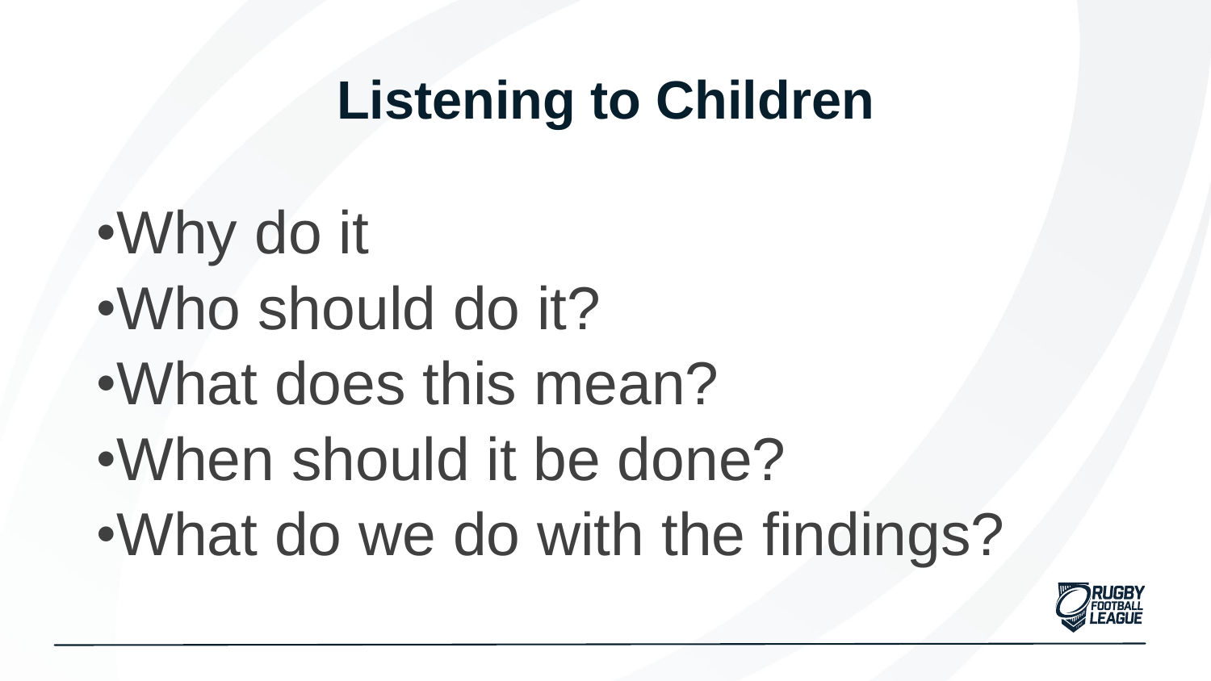# Listening to Children

- Why do it
- Who should do it?
- What does this mean?
- When should it be done?
- What do we do with the findings?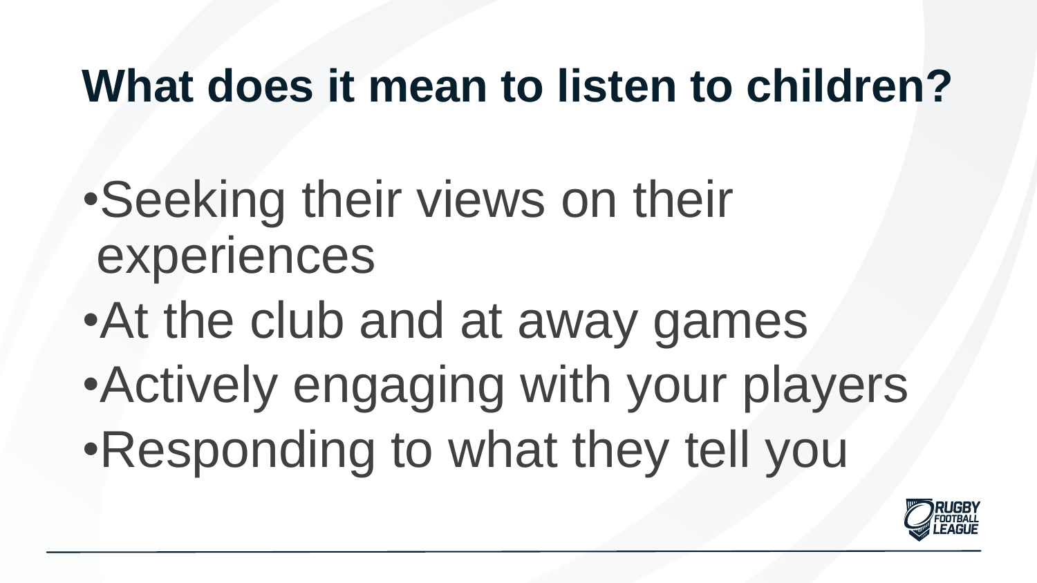# What does it mean to listen to children?

- Seeking their views on their experiences
- At the club and at away games
- Actively engaging with your players
- Responding to what they tell you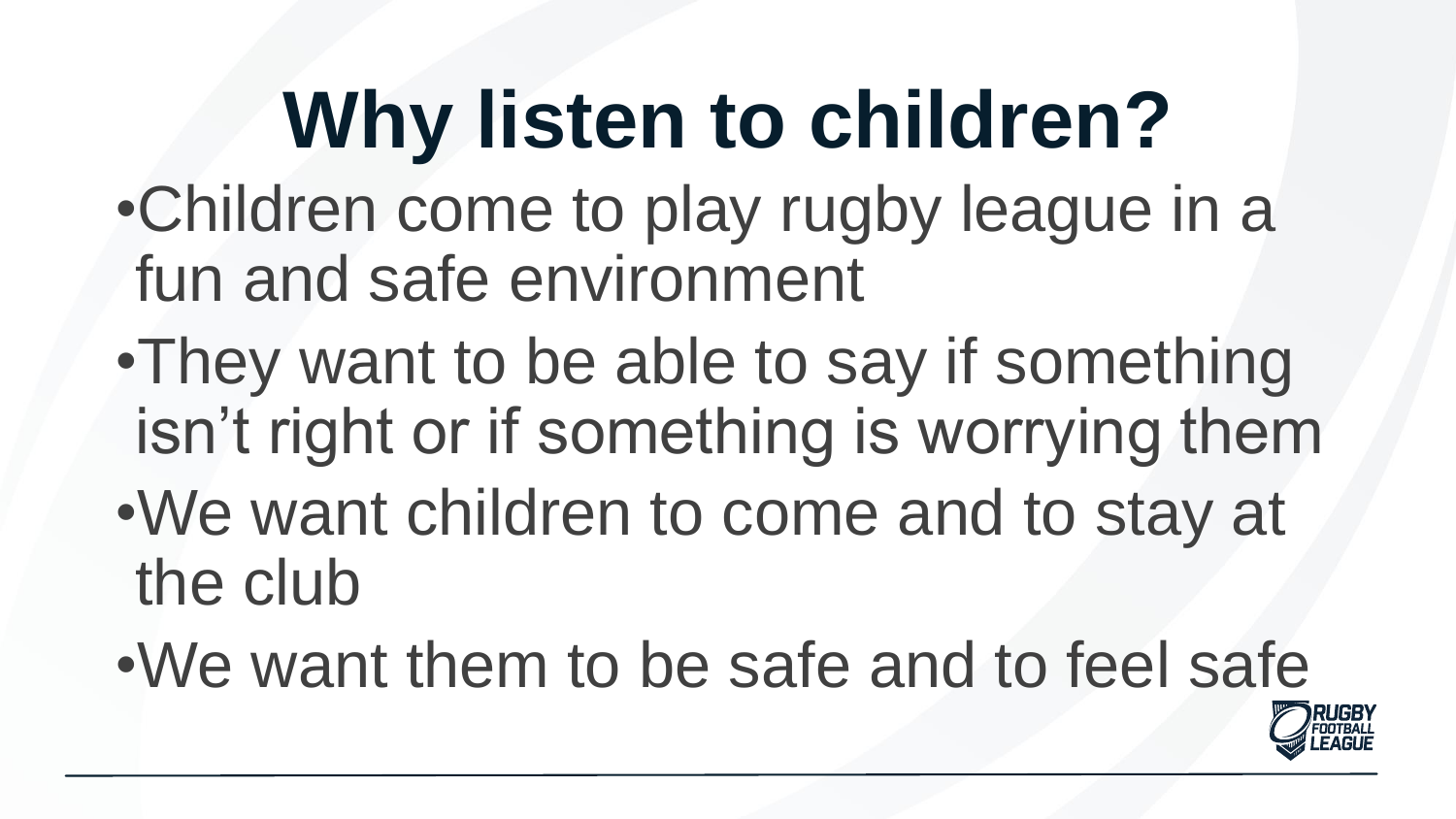# Why listen to children?

- Children come to play rugby league in a fun and safe environment
- They want to be able to say if something isn't right or if something is worrying them
- We want children to come and to stay at the club
- We want them to be safe and to feel safe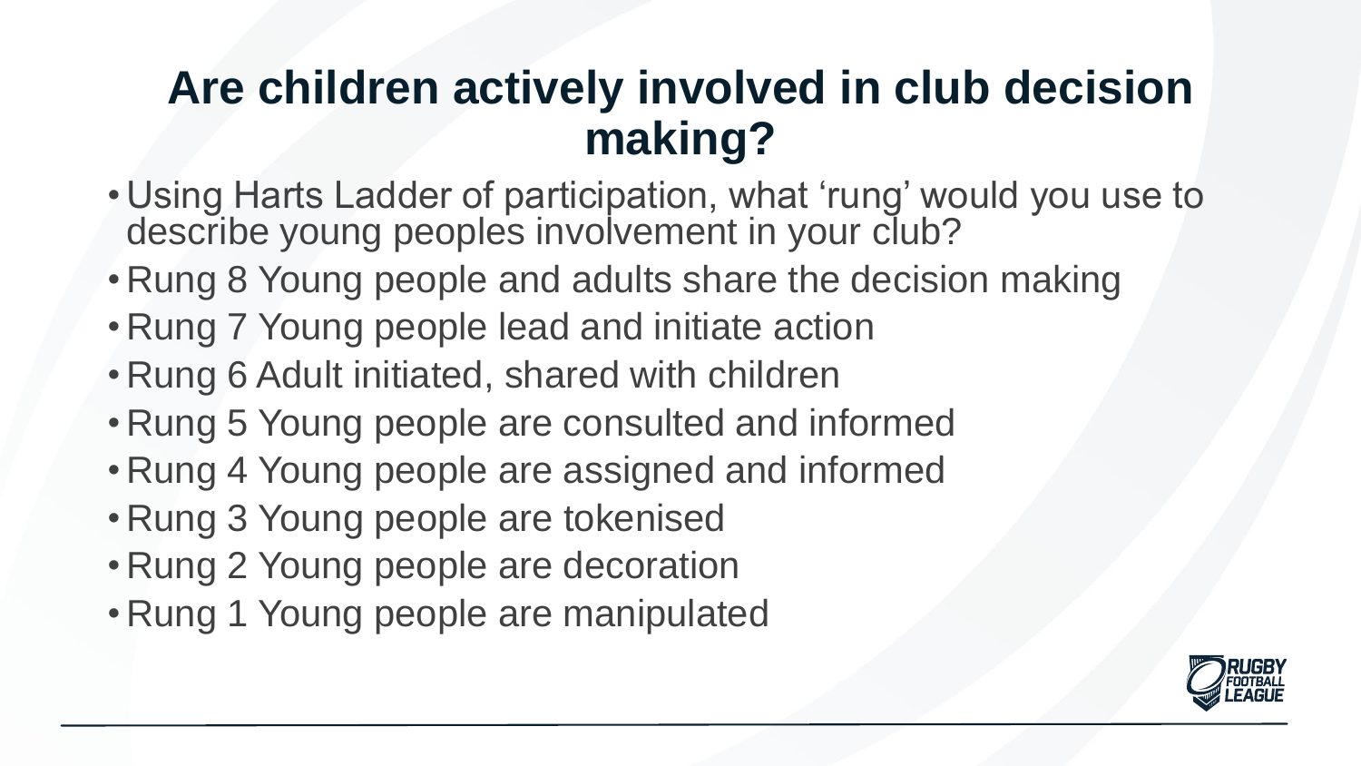# Are children actively involved in club decision making?

- Using Harts Ladder of participation, what 'rung' would you use to describe young peoples involvement in your club?
- Rung 8 Young people and adults share the decision making
- Rung 7 Young people lead and initiate action
- Rung 6 Adult initiated, shared with children
- Rung 5 Young people are consulted and informed
- Rung 4 Young people are assigned and informed
- Rung 3 Young people are tokenised
- Rung 2 Young people are decoration
- Rung 1 Young people are manipulated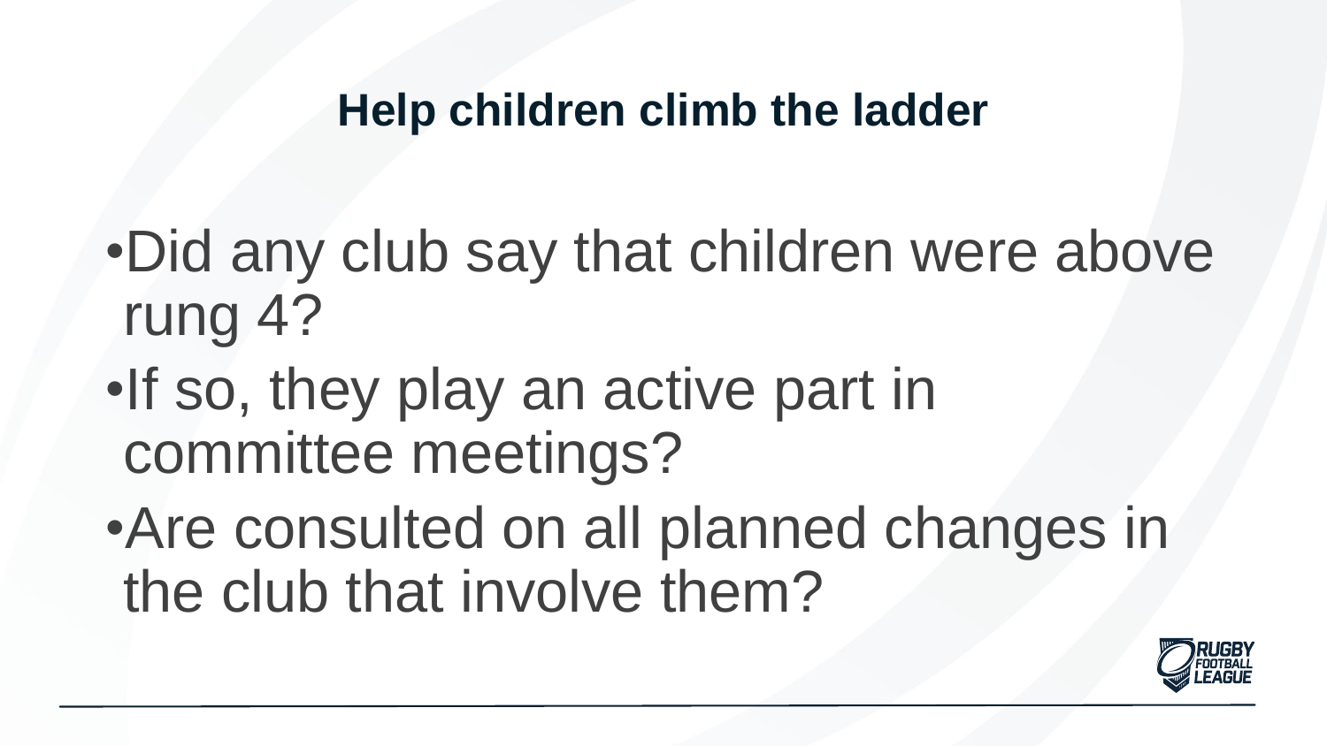## Help children climb the ladder

- Did any club say that children were above rung 4?
- If so, they play an active part in committee meetings?
- Are consulted on all planned changes in the club that involve them?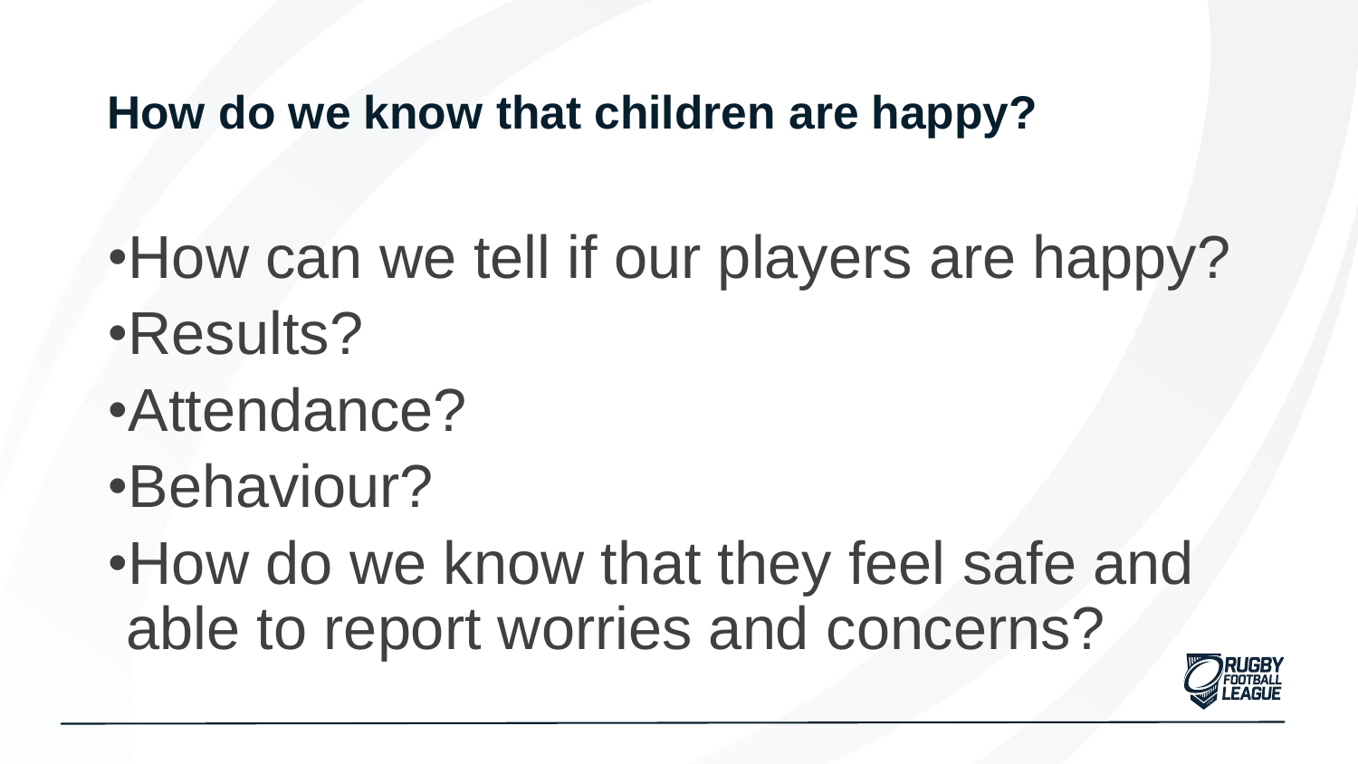## How do we know that children are happy?

- How can we tell if our players are happy?
- Results?
- Attendance?
- Behaviour?
- How do we know that they feel safe and able to report worries and concerns?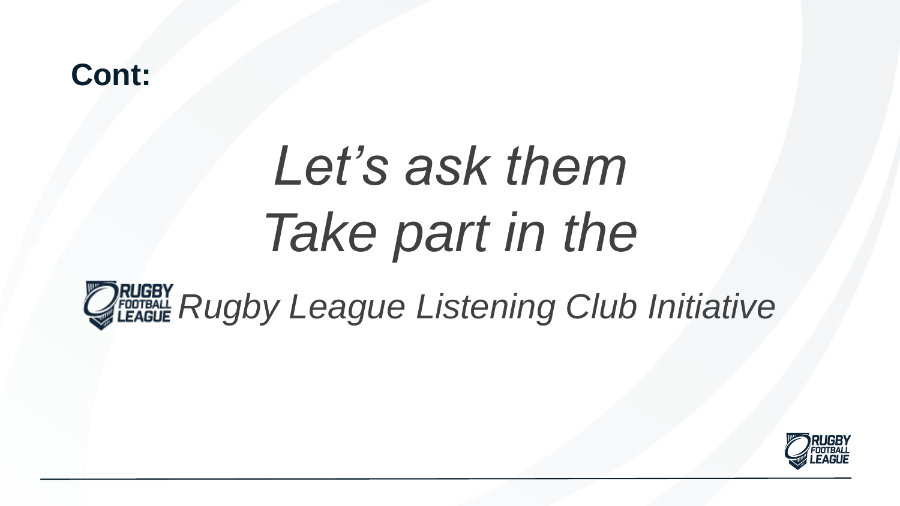**Cont:**

*Let’s ask them*
*Take part in the*
*Rugby League Listening Club Initiative*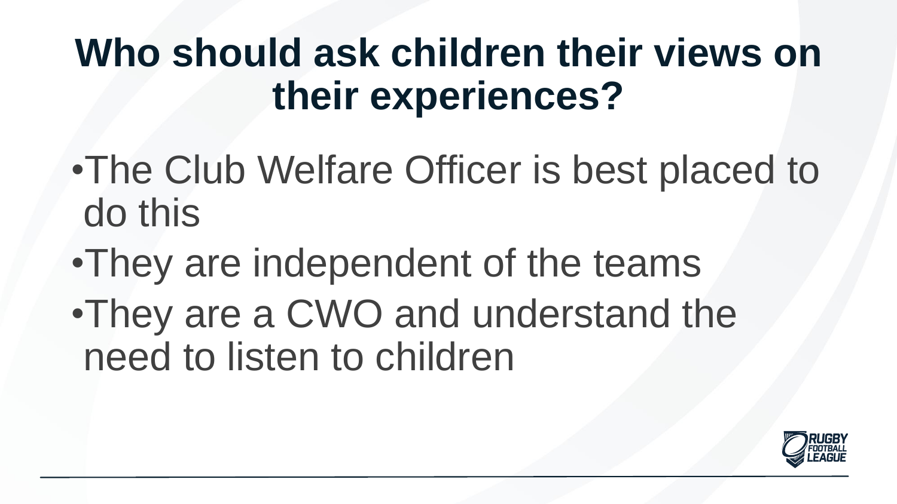# Who should ask children their views on their experiences?

- The Club Welfare Officer is best placed to do this
- They are independent of the teams
- They are a CWO and understand the need to listen to children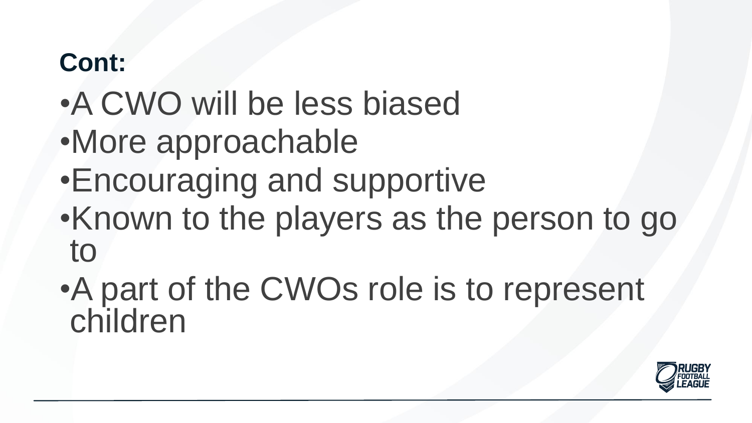## Cont:

- A CWO will be less biased
- More approachable
- Encouraging and supportive
- Known to the players as the person to go to
- A part of the CWOs role is to represent children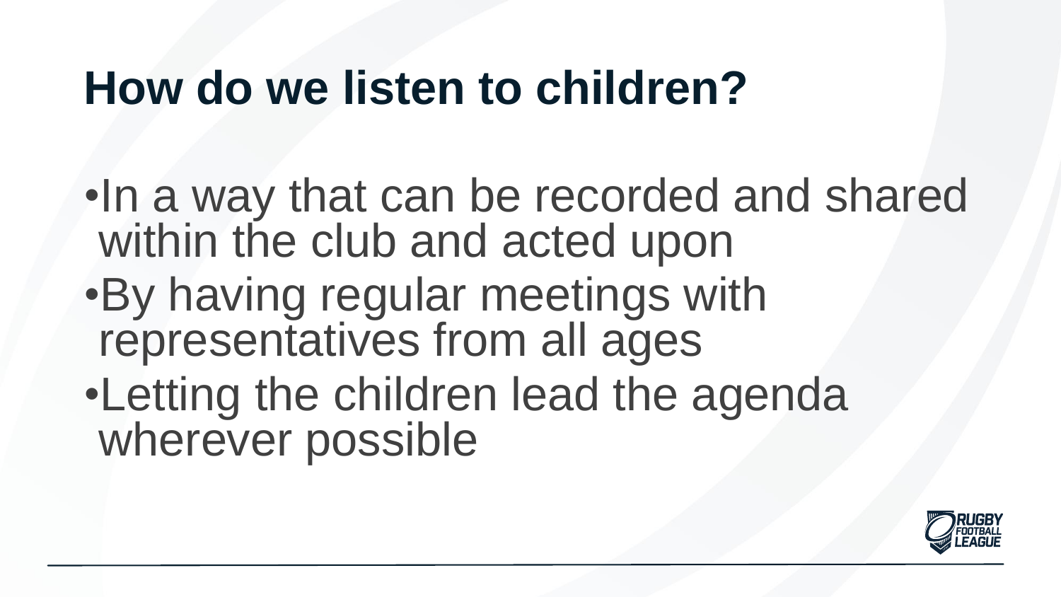# How do we listen to children?

- In a way that can be recorded and shared within the club and acted upon
- By having regular meetings with representatives from all ages
- Letting the children lead the agenda wherever possible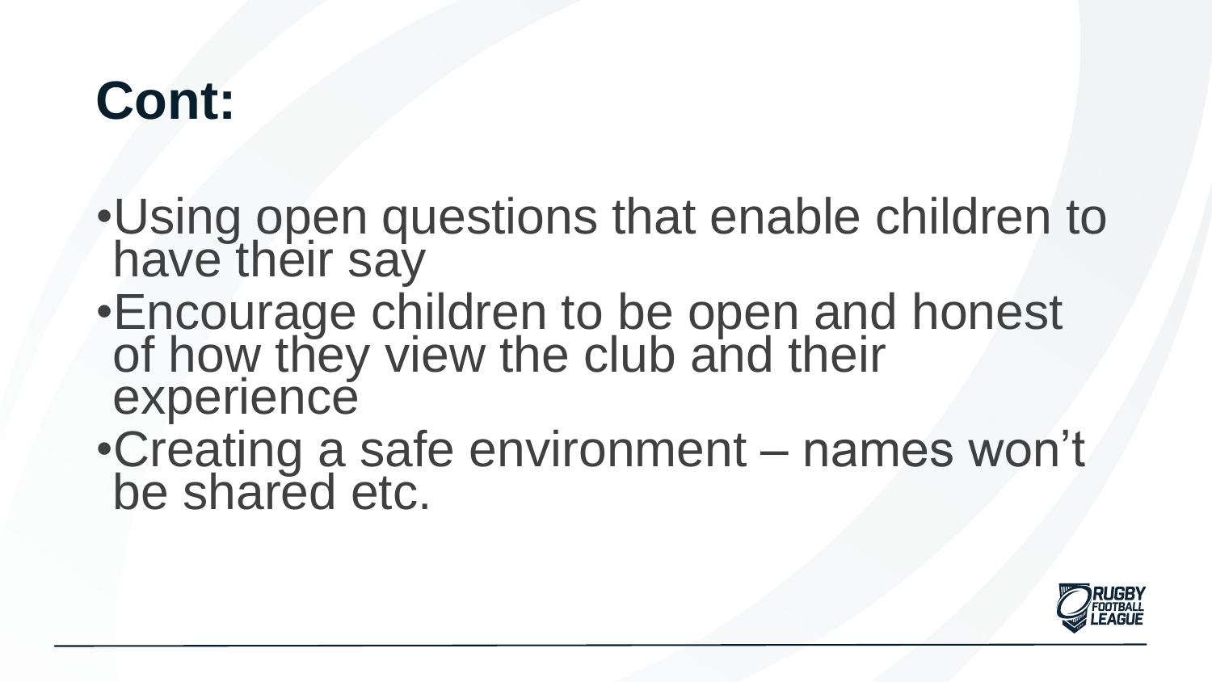# Cont:

- Using open questions that enable children to have their say
- Encourage children to be open and honest of how they view the club and their experience
- Creating a safe environment – names won't be shared etc.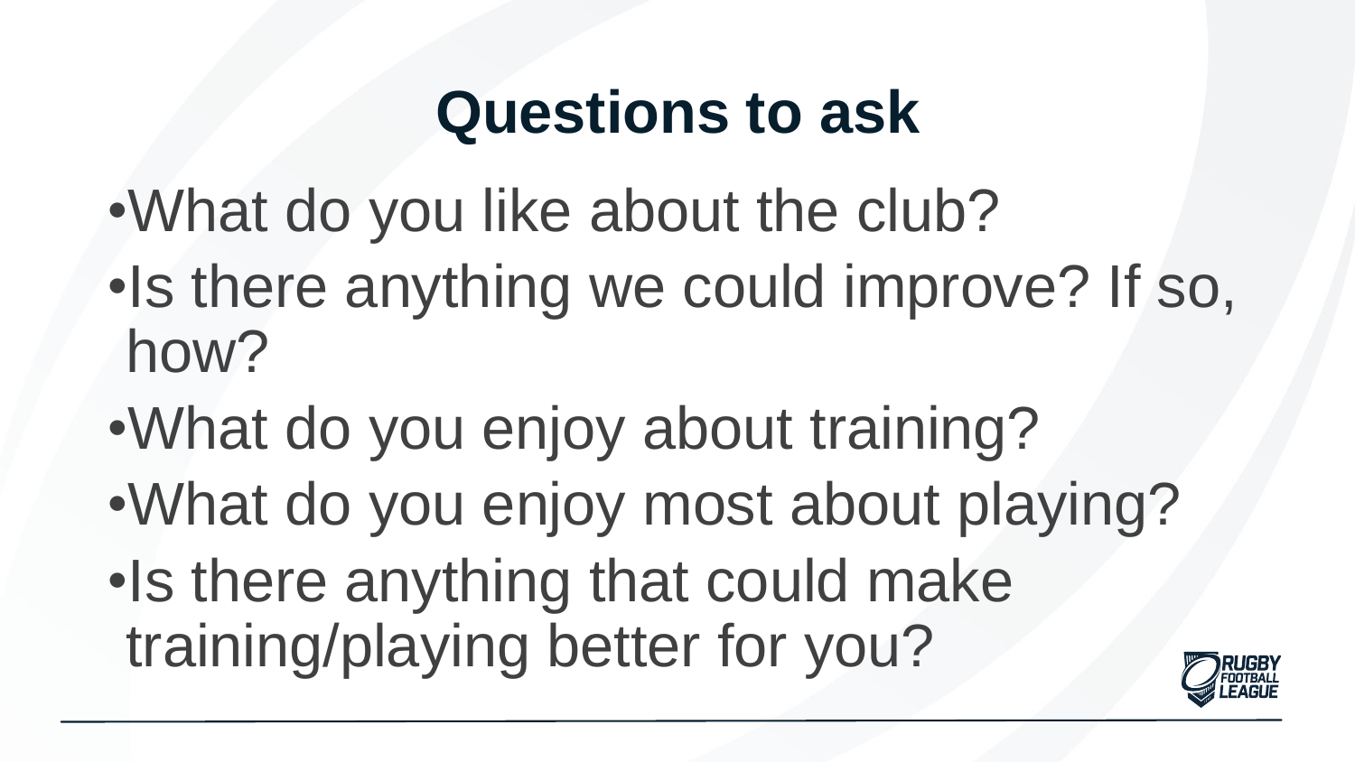# Questions to ask

- What do you like about the club?
- Is there anything we could improve? If so, how?
- What do you enjoy about training?
- What do you enjoy most about playing?
- Is there anything that could make training/playing better for you?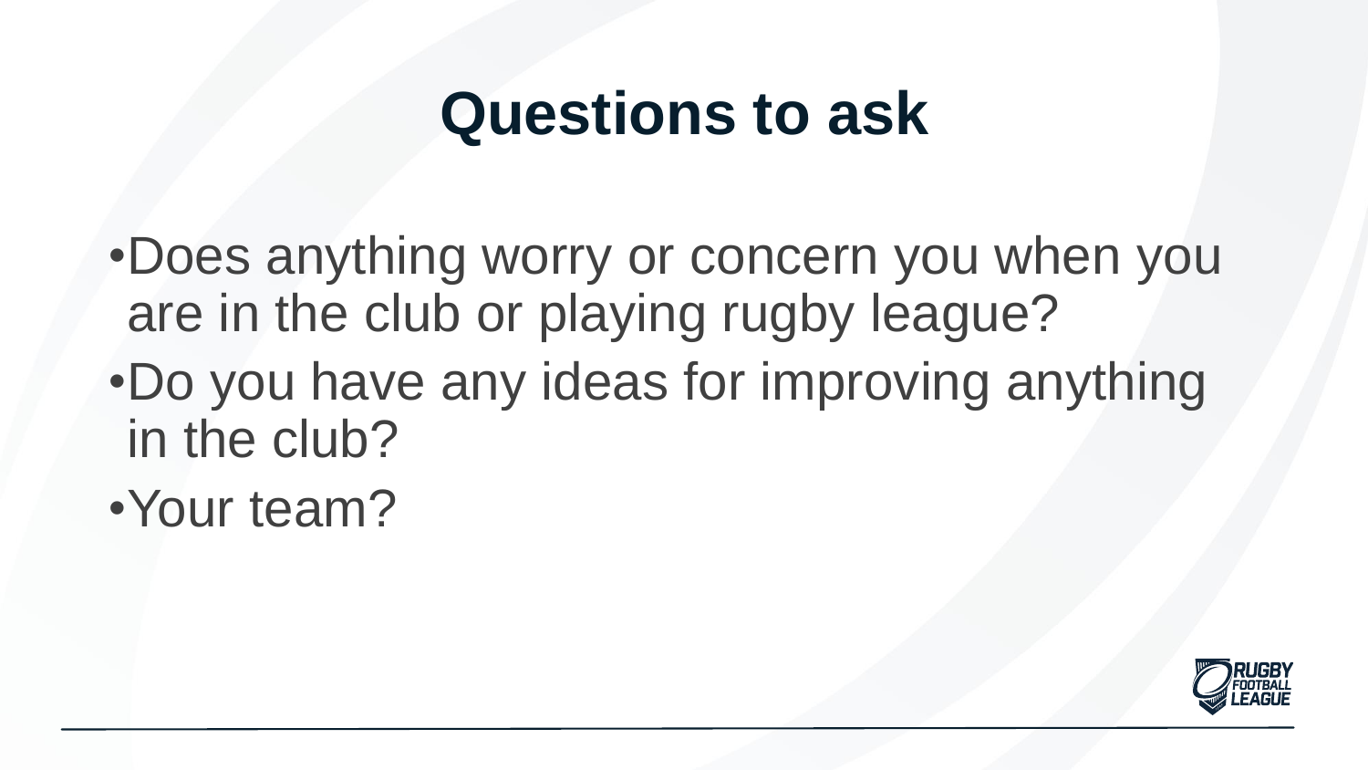# Questions to ask

- Does anything worry or concern you when you are in the club or playing rugby league?
- Do you have any ideas for improving anything in the club?
- Your team?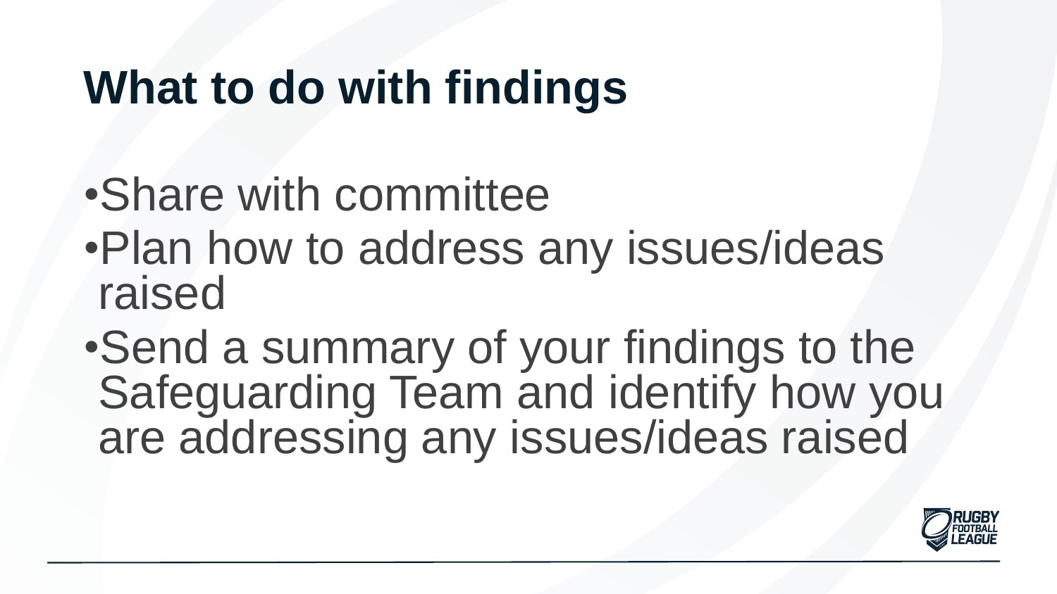# What to do with findings

- Share with committee
- Plan how to address any issues/ideas raised
- Send a summary of your findings to the Safeguarding Team and identify how you are addressing any issues/ideas raised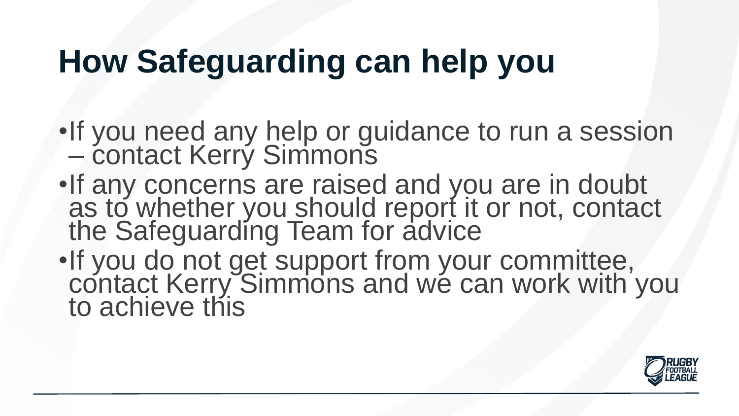# How Safeguarding can help you

- If you need any help or guidance to run a session – contact Kerry Simmons
- If any concerns are raised and you are in doubt as to whether you should report it or not, contact the Safeguarding Team for advice
- If you do not get support from your committee, contact Kerry Simmons and we can work with you to achieve this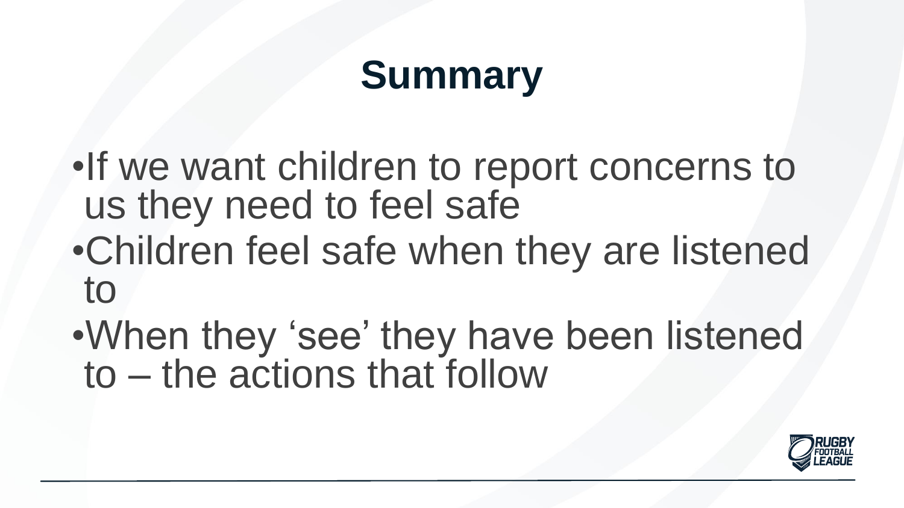# Summary

- If we want children to report concerns to us they need to feel safe
- Children feel safe when they are listened to
- When they ‘see’ they have been listened to – the actions that follow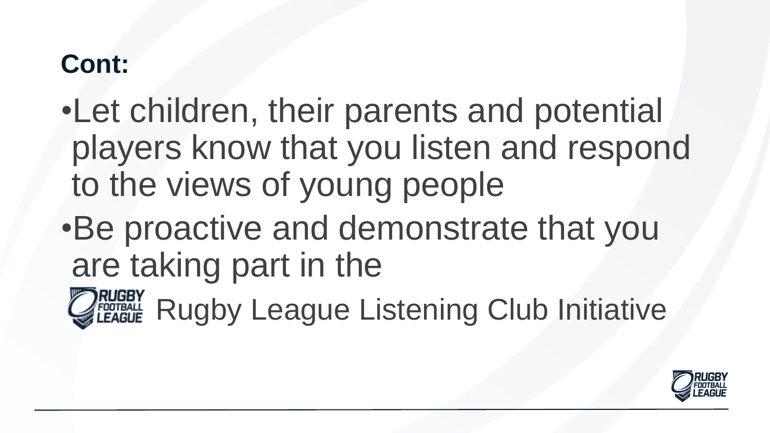## Cont:

- Let children, their parents and potential players know that you listen and respond to the views of young people
- Be proactive and demonstrate that you are taking part in the Rugby League Listening Club Initiative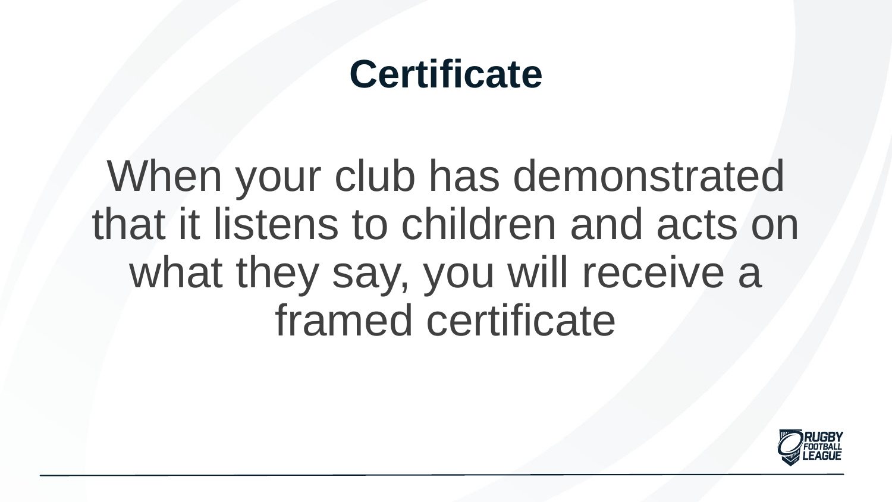# Certificate

When your club has demonstrated that it listens to children and acts on what they say, you will receive a framed certificate